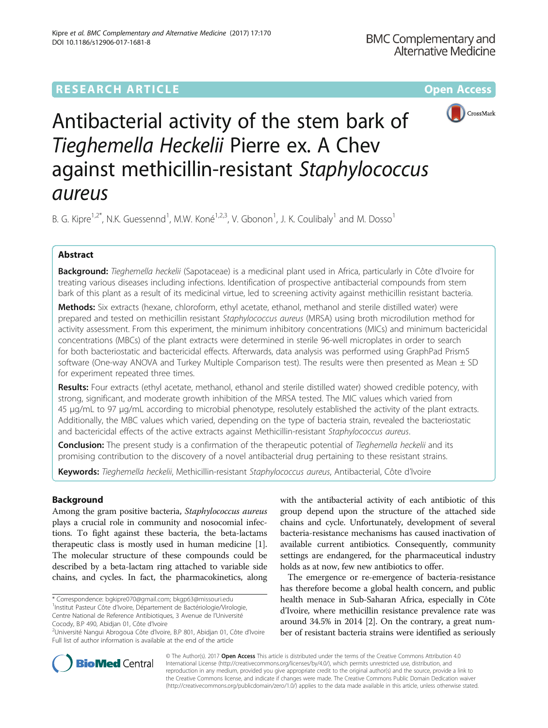RESEARCH ARTICLE

Open Access

# Antibacterial activity of the stem bark of *Tieghemella Heckelii* Pierre ex. A Chev against methicillin-resistant *Staphylococcus aureus*

B. G. Kipre[1,2*], N.K. Guessennd[1], M.W. Koné[1,2,3], V. Gbonon[1], J. K. Coulibaly[1] and M. Dosso[1]

## Abstract

**Background:** *Tieghemella heckelii* (Sapotaceae) is a medicinal plant used in Africa, particularly in Côte d'Ivoire for treating various diseases including infections. Identification of prospective antibacterial compounds from stem bark of this plant as a result of its medicinal virtue, led to screening activity against methicillin resistant bacteria.

**Methods:** Six extracts (hexane, chloroform, ethyl acetate, ethanol, methanol and sterile distilled water) were prepared and tested on methicillin resistant *Staphylococcus aureus* (MRSA) using broth microdilution method for activity assessment. From this experiment, the minimum inhibitory concentrations (MICs) and minimum bactericidal concentrations (MBCs) of the plant extracts were determined in sterile 96-well microplates in order to search for both bacteriostatic and bactericidal effects. Afterwards, data analysis was performed using GraphPad Prism5 software (One-way ANOVA and Turkey Multiple Comparison test). The results were then presented as Mean ± SD for experiment repeated three times.

**Results:** Four extracts (ethyl acetate, methanol, ethanol and sterile distilled water) showed credible potency, with strong, significant, and moderate growth inhibition of the MRSA tested. The MIC values which varied from 45 μg/mL to 97 μg/mL according to microbial phenotype, resolutely established the activity of the plant extracts. Additionally, the MBC values which varied, depending on the type of bacteria strain, revealed the bacteriostatic and bactericidal effects of the active extracts against Methicillin-resistant *Staphylococcus aureus*.

**Conclusion:** The present study is a confirmation of the therapeutic potential of *Tieghemella heckelii* and its promising contribution to the discovery of a novel antibacterial drug pertaining to these resistant strains.

**Keywords:** *Tieghemella heckelii*, Methicillin-resistant *Staphylococcus aureus*, Antibacterial, Côte d'Ivoire

## Background

Among the gram positive bacteria, *Staphylococcus aureus* plays a crucial role in community and nosocomial infections. To fight against these bacteria, the beta-lactams therapeutic class is mostly used in human medicine [1]. The molecular structure of these compounds could be described by a beta-lactam ring attached to variable side chains, and cycles. In fact, the pharmacokinetics, along with the antibacterial activity of each antibiotic of this group depend upon the structure of the attached side chains and cycle. Unfortunately, development of several bacteria-resistance mechanisms has caused inactivation of available current antibiotics. Consequently, community settings are endangered, for the pharmaceutical industry holds as at now, few new antibiotics to offer.

The emergence or re-emergence of bacteria-resistance has therefore become a global health concern, and public health menace in Sub-Saharan Africa, especially in Côte d'Ivoire, where methicillin resistance prevalence rate was around 34.5% in 2014 [2]. On the contrary, a great number of resistant bacteria strains were identified as seriously

\* Correspondence: bgkipre070@gmail.com; bkgp63@missouri.edu
[1]Institut Pasteur Côte d'Ivoire, Département de Bactériologie/Virologie, Centre National de Reference Antibiotiques, 3 Avenue de l'Université Cocody, B.P 490, Abidjan 01, Côte d'Ivoire
[2]Université Nangui Abrogoua Côte d'Ivoire, B.P 801, Abidjan 01, Côte d'Ivoire
Full list of author information is available at the end of the article

© The Author(s). 2017 **Open Access** This article is distributed under the terms of the Creative Commons Attribution 4.0 International License (http://creativecommons.org/licenses/by/4.0/), which permits unrestricted use, distribution, and reproduction in any medium, provided you give appropriate credit to the original author(s) and the source, provide a link to the Creative Commons license, and indicate if changes were made. The Creative Commons Public Domain Dedication waiver (http://creativecommons.org/publicdomain/zero/1.0/) applies to the data made available in this article, unless otherwise stated.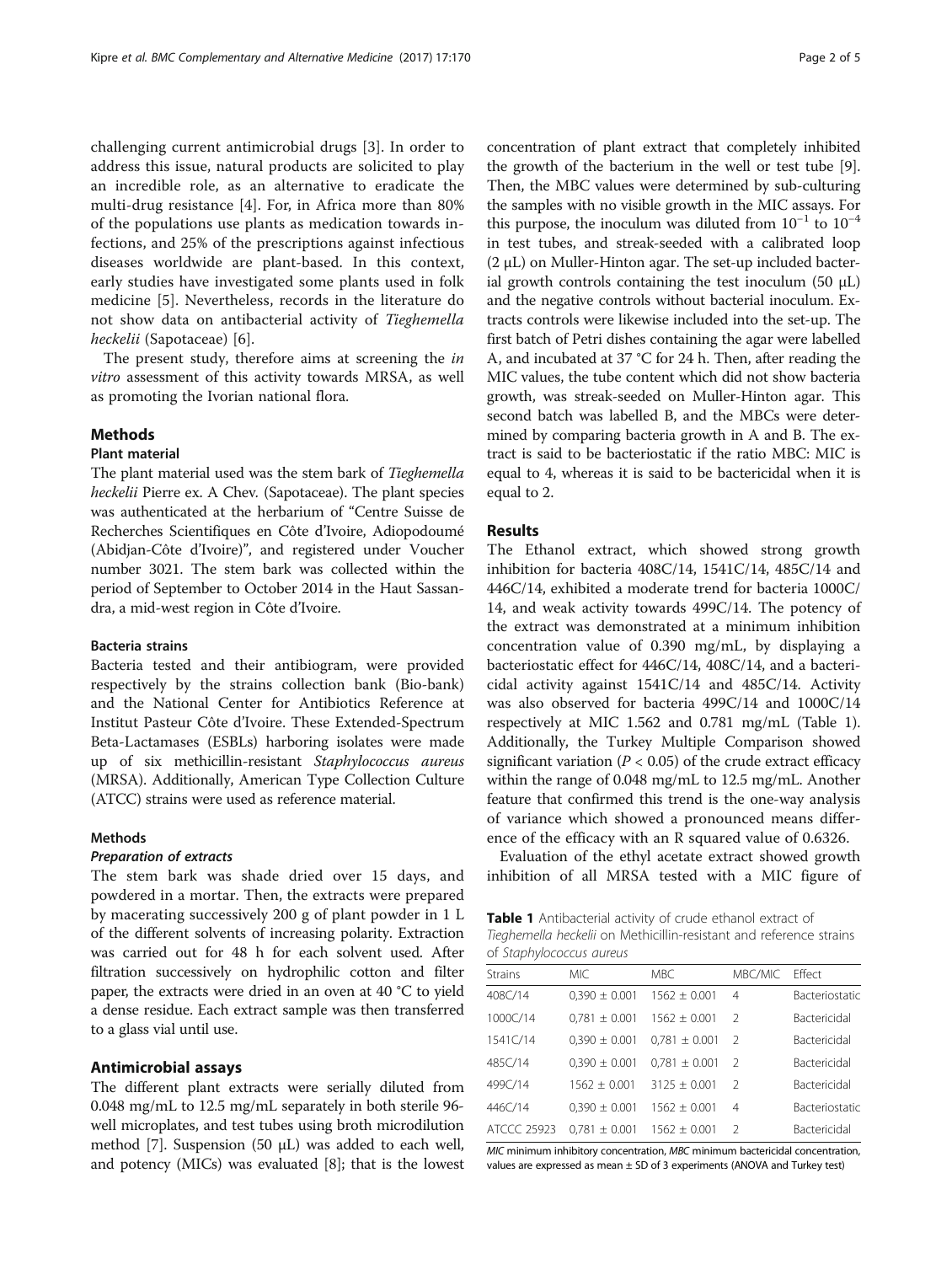challenging current antimicrobial drugs [3]. In order to address this issue, natural products are solicited to play an incredible role, as an alternative to eradicate the multi-drug resistance [4]. For, in Africa more than 80% of the populations use plants as medication towards infections, and 25% of the prescriptions against infectious diseases worldwide are plant-based. In this context, early studies have investigated some plants used in folk medicine [5]. Nevertheless, records in the literature do not show data on antibacterial activity of *Tieghemella heckelii* (Sapotaceae) [6].

The present study, therefore aims at screening the *in vitro* assessment of this activity towards MRSA, as well as promoting the Ivorian national flora.

## Methods

### Plant material

The plant material used was the stem bark of *Tieghemella heckelii* Pierre ex. A Chev. (Sapotaceae). The plant species was authenticated at the herbarium of "Centre Suisse de Recherches Scientifiques en Côte d'Ivoire, Adiopodoumé (Abidjan-Côte d'Ivoire)", and registered under Voucher number 3021. The stem bark was collected within the period of September to October 2014 in the Haut Sassandra, a mid-west region in Côte d'Ivoire.

### Bacteria strains

Bacteria tested and their antibiogram, were provided respectively by the strains collection bank (Bio-bank) and the National Center for Antibiotics Reference at Institut Pasteur Côte d'Ivoire. These Extended-Spectrum Beta-Lactamases (ESBLs) harboring isolates were made up of six methicillin-resistant *Staphylococcus aureus* (MRSA). Additionally, American Type Collection Culture (ATCC) strains were used as reference material.

### Methods

#### *Preparation of extracts*

The stem bark was shade dried over 15 days, and powdered in a mortar. Then, the extracts were prepared by macerating successively 200 g of plant powder in 1 L of the different solvents of increasing polarity. Extraction was carried out for 48 h for each solvent used. After filtration successively on hydrophilic cotton and filter paper, the extracts were dried in an oven at 40 °C to yield a dense residue. Each extract sample was then transferred to a glass vial until use.

## Antimicrobial assays

The different plant extracts were serially diluted from 0.048 mg/mL to 12.5 mg/mL separately in both sterile 96-well microplates, and test tubes using broth microdilution method [7]. Suspension (50 μL) was added to each well, and potency (MICs) was evaluated [8]; that is the lowest concentration of plant extract that completely inhibited the growth of the bacterium in the well or test tube [9]. Then, the MBC values were determined by sub-culturing the samples with no visible growth in the MIC assays. For this purpose, the inoculum was diluted from $10^{-1}$ to $10^{-4}$ in test tubes, and streak-seeded with a calibrated loop (2 μL) on Muller-Hinton agar. The set-up included bacterial growth controls containing the test inoculum (50 μL) and the negative controls without bacterial inoculum. Extracts controls were likewise included into the set-up. The first batch of Petri dishes containing the agar were labelled A, and incubated at 37 °C for 24 h. Then, after reading the MIC values, the tube content which did not show bacteria growth, was streak-seeded on Muller-Hinton agar. This second batch was labelled B, and the MBCs were determined by comparing bacteria growth in A and B. The extract is said to be bacteriostatic if the ratio MBC: MIC is equal to 4, whereas it is said to be bactericidal when it is equal to 2.

## Results

The Ethanol extract, which showed strong growth inhibition for bacteria 408C/14, 1541C/14, 485C/14 and 446C/14, exhibited a moderate trend for bacteria 1000C/14, and weak activity towards 499C/14. The potency of the extract was demonstrated at a minimum inhibition concentration value of 0.390 mg/mL, by displaying a bacteriostatic effect for 446C/14, 408C/14, and a bactericidal activity against 1541C/14 and 485C/14. Activity was also observed for bacteria 499C/14 and 1000C/14 respectively at MIC 1.562 and 0.781 mg/mL (Table 1). Additionally, the Turkey Multiple Comparison showed significant variation ($P < 0.05$) of the crude extract efficacy within the range of 0.048 mg/mL to 12.5 mg/mL. Another feature that confirmed this trend is the one-way analysis of variance which showed a pronounced means difference of the efficacy with an R squared value of 0.6326.

Evaluation of the ethyl acetate extract showed growth inhibition of all MRSA tested with a MIC figure of

**Table 1** Antibacterial activity of crude ethanol extract of *Tieghemella heckelii* on Methicillin-resistant and reference strains of *Staphylococcus aureus*

| Strains | MIC | MBC | MBC/MIC | Effect |
|---|---|---|---|---|
| 408C/14 | 0,390 ± 0.001 | 1562 ± 0.001 | 4 | Bacteriostatic |
| 1000C/14 | 0,781 ± 0.001 | 1562 ± 0.001 | 2 | Bactericidal |
| 1541C/14 | 0,390 ± 0.001 | 0,781 ± 0.001 | 2 | Bactericidal |
| 485C/14 | 0,390 ± 0.001 | 0,781 ± 0.001 | 2 | Bactericidal |
| 499C/14 | 1562 ± 0.001 | 3125 ± 0.001 | 2 | Bactericidal |
| 446C/14 | 0,390 ± 0.001 | 1562 ± 0.001 | 4 | Bacteriostatic |
| ATCC 25923 | 0,781 ± 0.001 | 1562 ± 0.001 | 2 | Bactericidal |

*MIC* minimum inhibitory concentration, *MBC* minimum bactericidal concentration, values are expressed as mean ± SD of 3 experiments (ANOVA and Turkey test)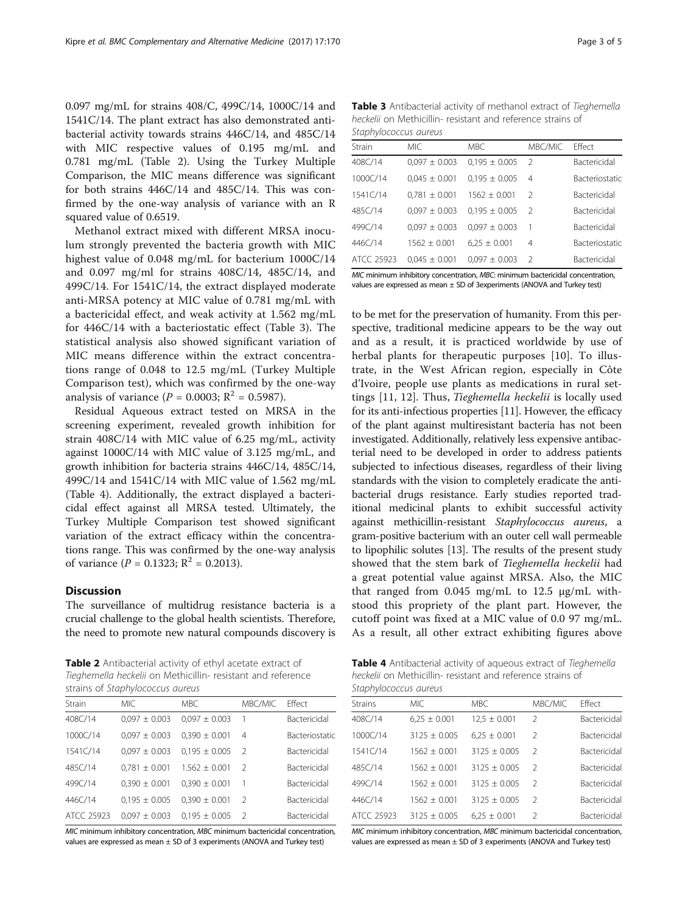0.097 mg/mL for strains 408/C, 499C/14, 1000C/14 and 1541C/14. The plant extract has also demonstrated antibacterial activity towards strains 446C/14, and 485C/14 with MIC respective values of 0.195 mg/mL and 0.781 mg/mL (Table 2). Using the Turkey Multiple Comparison, the MIC means difference was significant for both strains 446C/14 and 485C/14. This was confirmed by the one-way analysis of variance with an R squared value of 0.6519.

Methanol extract mixed with different MRSA inoculum strongly prevented the bacteria growth with MIC highest value of 0.048 mg/mL for bacterium 1000C/14 and 0.097 mg/ml for strains 408C/14, 485C/14, and 499C/14. For 1541C/14, the extract displayed moderate anti-MRSA potency at MIC value of 0.781 mg/mL with a bactericidal effect, and weak activity at 1.562 mg/mL for 446C/14 with a bacteriostatic effect (Table 3). The statistical analysis also showed significant variation of MIC means difference within the extract concentrations range of 0.048 to 12.5 mg/mL (Turkey Multiple Comparison test), which was confirmed by the one-way analysis of variance ($P = 0.0003$; $R^2 = 0.5987$).

Residual Aqueous extract tested on MRSA in the screening experiment, revealed growth inhibition for strain 408C/14 with MIC value of 6.25 mg/mL, activity against 1000C/14 with MIC value of 3.125 mg/mL, and growth inhibition for bacteria strains 446C/14, 485C/14, 499C/14 and 1541C/14 with MIC value of 1.562 mg/mL (Table 4). Additionally, the extract displayed a bactericidal effect against all MRSA tested. Ultimately, the Turkey Multiple Comparison test showed significant variation of the extract efficacy within the concentrations range. This was confirmed by the one-way analysis of variance ($P = 0.1323$; $R^2 = 0.2013$).

## Discussion

The surveillance of multidrug resistance bacteria is a crucial challenge to the global health scientists. Therefore, the need to promote new natural compounds discovery is to be met for the preservation of humanity. From this perspective, traditional medicine appears to be the way out and as a result, it is practiced worldwide by use of herbal plants for therapeutic purposes [10]. To illustrate, in the West African region, especially in Côte d'Ivoire, people use plants as medications in rural settings [11, 12]. Thus, *Tieghemella heckelii* is locally used for its anti-infectious properties [11]. However, the efficacy of the plant against multiresistant bacteria has not been investigated. Additionally, relatively less expensive antibacterial need to be developed in order to address patients subjected to infectious diseases, regardless of their living standards with the vision to completely eradicate the antibacterial drugs resistance. Early studies reported traditional medicinal plants to exhibit successful activity against methicillin-resistant *Staphylococcus aureus*, a gram-positive bacterium with an outer cell wall permeable to lipophilic solutes [13]. The results of the present study showed that the stem bark of *Tieghemella heckelii* had a great potential value against MRSA. Also, the MIC that ranged from 0.045 mg/mL to 12.5 μg/mL withstood this propriety of the plant part. However, the cutoff point was fixed at a MIC value of 0.0 97 mg/mL. As a result, all other extract exhibiting figures above

**Table 2** Antibacterial activity of ethyl acetate extract of *Tieghemella heckelii* on Methicillin- resistant and reference strains of *Staphylococcus aureus*

| Strain | MIC | MBC | MBC/MIC | Effect |
|---|---|---|---|---|
| 408C/14 | 0,097 ± 0.003 | 0,097 ± 0.003 | 1 | Bactericidal |
| 1000C/14 | 0,097 ± 0.003 | 0,390 ± 0.001 | 4 | Bacteriostatic |
| 1541C/14 | 0,097 ± 0.003 | 0,195 ± 0.005 | 2 | Bactericidal |
| 485C/14 | 0,781 ± 0.001 | 1.562 ± 0.001 | 2 | Bactericidal |
| 499C/14 | 0,390 ± 0.001 | 0,390 ± 0.001 | 1 | Bactericidal |
| 446C/14 | 0,195 ± 0.005 | 0,390 ± 0.001 | 2 | Bactericidal |
| ATCC 25923 | 0,097 ± 0.003 | 0,195 ± 0.005 | 2 | Bactericidal |

*MIC* minimum inhibitory concentration, *MBC* minimum bactericidal concentration, values are expressed as mean ± SD of 3 experiments (ANOVA and Turkey test)

**Table 3** Antibacterial activity of methanol extract of *Tieghemella heckelii* on Methicillin- resistant and reference strains of *Staphylococcus aureus*

| Strain | MIC | MBC | MBC/MIC | Effect |
|---|---|---|---|---|
| 408C/14 | 0,097 ± 0.003 | 0,195 ± 0.005 | 2 | Bactericidal |
| 1000C/14 | 0,045 ± 0.001 | 0,195 ± 0.005 | 4 | Bacteriostatic |
| 1541C/14 | 0,781 ± 0.001 | 1562 ± 0.001 | 2 | Bactericidal |
| 485C/14 | 0,097 ± 0.003 | 0,195 ± 0.005 | 2 | Bactericidal |
| 499C/14 | 0,097 ± 0.003 | 0,097 ± 0.003 | 1 | Bactericidal |
| 446C/14 | 1562 ± 0.001 | 6,25 ± 0.001 | 4 | Bacteriostatic |
| ATCC 25923 | 0,045 ± 0.001 | 0,097 ± 0.003 | 2 | Bactericidal |

*MIC* minimum inhibitory concentration, *MBC*: minimum bactericidal concentration, values are expressed as mean ± SD of 3experiments (ANOVA and Turkey test)

**Table 4** Antibacterial activity of aqueous extract of *Tieghemella heckelii* on Methicillin- resistant and reference strains of *Staphylococcus aureus*

| Strains | MIC | MBC | MBC/MIC | Effect |
|---|---|---|---|---|
| 408C/14 | 6,25 ± 0.001 | 12,5 ± 0.001 | 2 | Bactericidal |
| 1000C/14 | 3125 ± 0.005 | 6,25 ± 0.001 | 2 | Bactericidal |
| 1541C/14 | 1562 ± 0.001 | 3125 ± 0.005 | 2 | Bactericidal |
| 485C/14 | 1562 ± 0.001 | 3125 ± 0.005 | 2 | Bactericidal |
| 499C/14 | 1562 ± 0.001 | 3125 ± 0.005 | 2 | Bactericidal |
| 446C/14 | 1562 ± 0.001 | 3125 ± 0.005 | 2 | Bactericidal |
| ATCC 25923 | 3125 ± 0.005 | 6,25 ± 0.001 | 2 | Bactericidal |

*MIC* minimum inhibitory concentration, *MBC* minimum bactericidal concentration, values are expressed as mean ± SD of 3 experiments (ANOVA and Turkey test)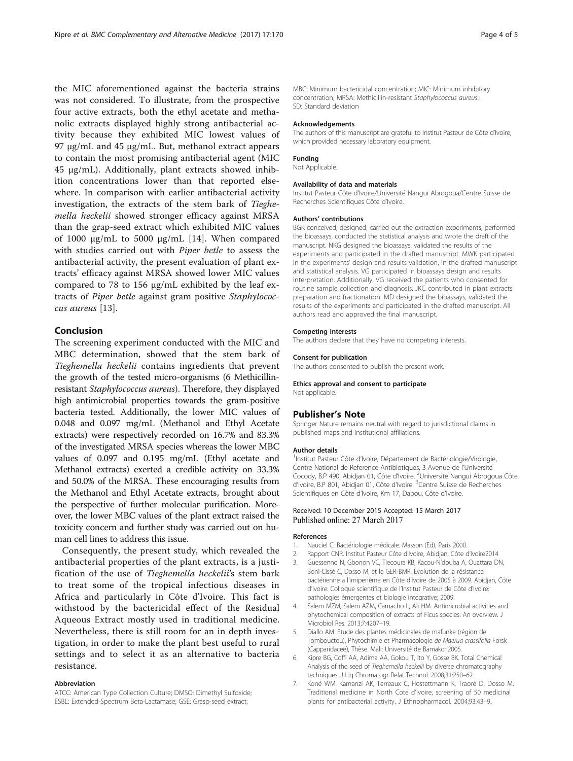the MIC aforementioned against the bacteria strains was not considered. To illustrate, from the prospective four active extracts, both the ethyl acetate and methanolic extracts displayed highly strong antibacterial activity because they exhibited MIC lowest values of 97 μg/mL and 45 μg/mL. But, methanol extract appears to contain the most promising antibacterial agent (MIC 45 μg/mL). Additionally, plant extracts showed inhibition concentrations lower than that reported elsewhere. In comparison with earlier antibacterial activity investigation, the extracts of the stem bark of *Tieghemella heckelii* showed stronger efficacy against MRSA than the grap-seed extract which exhibited MIC values of 1000 μg/mL to 5000 μg/mL [14]. When compared with studies carried out with *Piper betle* to assess the antibacterial activity, the present evaluation of plant extracts' efficacy against MRSA showed lower MIC values compared to 78 to 156 μg/mL exhibited by the leaf extracts of *Piper betle* against gram positive *Staphylococcus aureus* [13].

## Conclusion

The screening experiment conducted with the MIC and MBC determination, showed that the stem bark of *Tieghemella heckelii* contains ingredients that prevent the growth of the tested micro-organisms (6 Methicillin-resistant *Staphylococcus aureus*). Therefore, they displayed high antimicrobial properties towards the gram-positive bacteria tested. Additionally, the lower MIC values of 0.048 and 0.097 mg/mL (Methanol and Ethyl Acetate extracts) were respectively recorded on 16.7% and 83.3% of the investigated MRSA species whereas the lower MBC values of 0.097 and 0.195 mg/mL (Ethyl acetate and Methanol extracts) exerted a credible activity on 33.3% and 50.0% of the MRSA. These encouraging results from the Methanol and Ethyl Acetate extracts, brought about the perspective of further molecular purification. Moreover, the lower MBC values of the plant extract raised the toxicity concern and further study was carried out on human cell lines to address this issue.

Consequently, the present study, which revealed the antibacterial properties of the plant extracts, is a justification of the use of *Tieghemella heckelii*'s stem bark to treat some of the tropical infectious diseases in Africa and particularly in Côte d'Ivoire. This fact is withstood by the bactericidal effect of the Residual Aqueous Extract mostly used in traditional medicine. Nevertheless, there is still room for an in depth investigation, in order to make the plant best useful to rural settings and to select it as an alternative to bacteria resistance.

### Abbreviation

ATCC: American Type Collection Culture; DMSO: Dimethyl Sulfoxide; ESBL: Extended-Spectrum Beta-Lactamase; GSE: Grasp-seed extract; MBC: Minimum bactericidal concentration; MIC: Minimum inhibitory concentration; MRSA: Methicillin-resistant *Staphylococcus aureus*.; SD: Standard deviation

### Acknowledgements

The authors of this manuscript are grateful to Institut Pasteur de Côte d'Ivoire, which provided necessary laboratory equipment.

### Funding

Not Applicable.

### Availability of data and materials

Institut Pasteur Côte d'Ivoire/Université Nangui Abrogoua/Centre Suisse de Recherches Scientifiques Côte d'Ivoire.

### Authors' contributions

BGK conceived, designed, carried out the extraction experiments, performed the bioassays, conducted the statistical analysis and wrote the draft of the manuscript. NKG designed the bioassays, validated the results of the experiments and participated in the drafted manuscript. MWK participated in the experiments' design and results validation, in the drafted manuscript and statistical analysis. VG participated in bioassays design and results interpretation. Additionally, VG received the patients who consented for routine sample collection and diagnosis. JKC contributed in plant extracts preparation and fractionation. MD designed the bioassays, validated the results of the experiments and participated in the drafted manuscript. All authors read and approved the final manuscript.

### Competing interests

The authors declare that they have no competing interests.

### Consent for publication

The authors consented to publish the present work.

### Ethics approval and consent to participate

Not applicable.

## Publisher's Note

Springer Nature remains neutral with regard to jurisdictional claims in published maps and institutional affiliations.

### Author details

[1]Institut Pasteur Côte d'Ivoire, Département de Bactériologie/Virologie, Centre National de Reference Antibiotiques, 3 Avenue de l'Université Cocody, B.P 490, Abidjan 01, Côte d'Ivoire. [2]Université Nangui Abrogoua Côte d'Ivoire, B.P 801, Abidjan 01, Côte d'Ivoire. [3]Centre Suisse de Recherches Scientifiques en Côte d'Ivoire, Km 17, Dabou, Côte d'Ivoire.

Received: 10 December 2015 Accepted: 15 March 2017
Published online: 27 March 2017

### References

1. Nauciel C. Bactériologie médicale. Masson (Ed), Paris 2000.
2. Rapport CNR. Institut Pasteur Côte d'Ivoire, Abidjan, Côte d'Ivoire2014
3. Guessennd N, Gbonon VC, Tiecoura KB, Kacou-N'douba A, Ouattara DN, Boni-Cissé C, Dosso M, et le GER-BMR. Evolution de la résistance bactérienne a l'imipenème en Côte d'Ivoire de 2005 à 2009. Abidjan, Côte d'Ivoire: Colloque scientifique de l'Institut Pasteur de Côte d'Ivoire: pathologies émergentes et biologie intégrative; 2009.
4. Salem MZM, Salem AZM, Camacho L, Ali HM. Antimicrobial activities and phytochemical composition of extracts of Ficus species: An overview. J Microbiol Res. 2013;7:4207–19.
5. Diallo AM. Etude des plantes médicinales de mafunke (région de Tombouctou), Phytochimie et Pharmacologie *de Maerua crassifolia* Forsk (Capparidacee), Thèse. Mali: Université de Bamako; 2005.
6. Kipre BG, Coffi AA, Adima AA, Gokou T, Ito Y, Gosse BK. Total Chemical Analysis of the seed of *Tieghemella heckelii* by diverse chromatography techniques. J Liq Chromatogr Relat Technol. 2008;31:250–62.
7. Koné WM, Kamanzi AK, Terreaux C, Hostettmann K, Traoré D, Dosso M. Traditional medicine in North Cote d'Ivoire, screening of 50 medicinal plants for antibacterial activity. J Ethnopharmacol. 2004;93:43–9.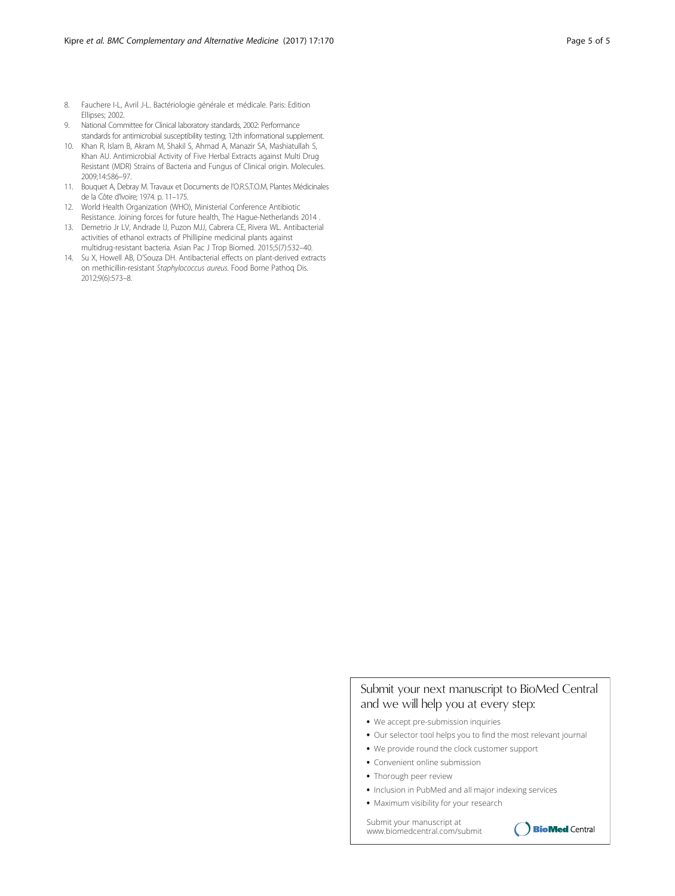8. Fauchere I-L, Avril J-L. Bactériologie générale et médicale. Paris: Edition Ellipses; 2002.
9. National Committee for Clinical laboratory standards, 2002: Performance standards for antimicrobial susceptibility testing; 12th informational supplement.
10. Khan R, Islam B, Akram M, Shakil S, Ahmad A, Manazir SA, Mashiatullah S, Khan AU. Antimicrobial Activity of Five Herbal Extracts against Multi Drug Resistant (MDR) Strains of Bacteria and Fungus of Clinical origin. Molecules. 2009;14:586–97.
11. Bouquet A, Debray M. Travaux et Documents de l'O.R.S.T.O.M, Plantes Médicinales de la Côte d'Ivoire; 1974. p. 11–175.
12. World Health Organization (WHO), Ministerial Conference Antibiotic Resistance. Joining forces for future health, The Hague-Netherlands 2014 .
13. Demetrio Jr LV, Andrade IJ, Puzon MJJ, Cabrera CE, Rivera WL. Antibacterial activities of ethanol extracts of Phillipine medicinal plants against multidrug-resistant bacteria. Asian Pac J Trop Biomed. 2015;5(7):532–40.
14. Su X, Howell AB, D'Souza DH. Antibacterial effects on plant-derived extracts on methicillin-resistant *Staphylococcus aureus*. Food Borne Pathoq Dis. 2012;9(6):573–8.

Submit your next manuscript to BioMed Central and we will help you at every step:

- We accept pre-submission inquiries
- Our selector tool helps you to find the most relevant journal
- We provide round the clock customer support
- Convenient online submission
- Thorough peer review
- Inclusion in PubMed and all major indexing services
- Maximum visibility for your research

Submit your manuscript at
www.biomedcentral.com/submit

BioMed Central